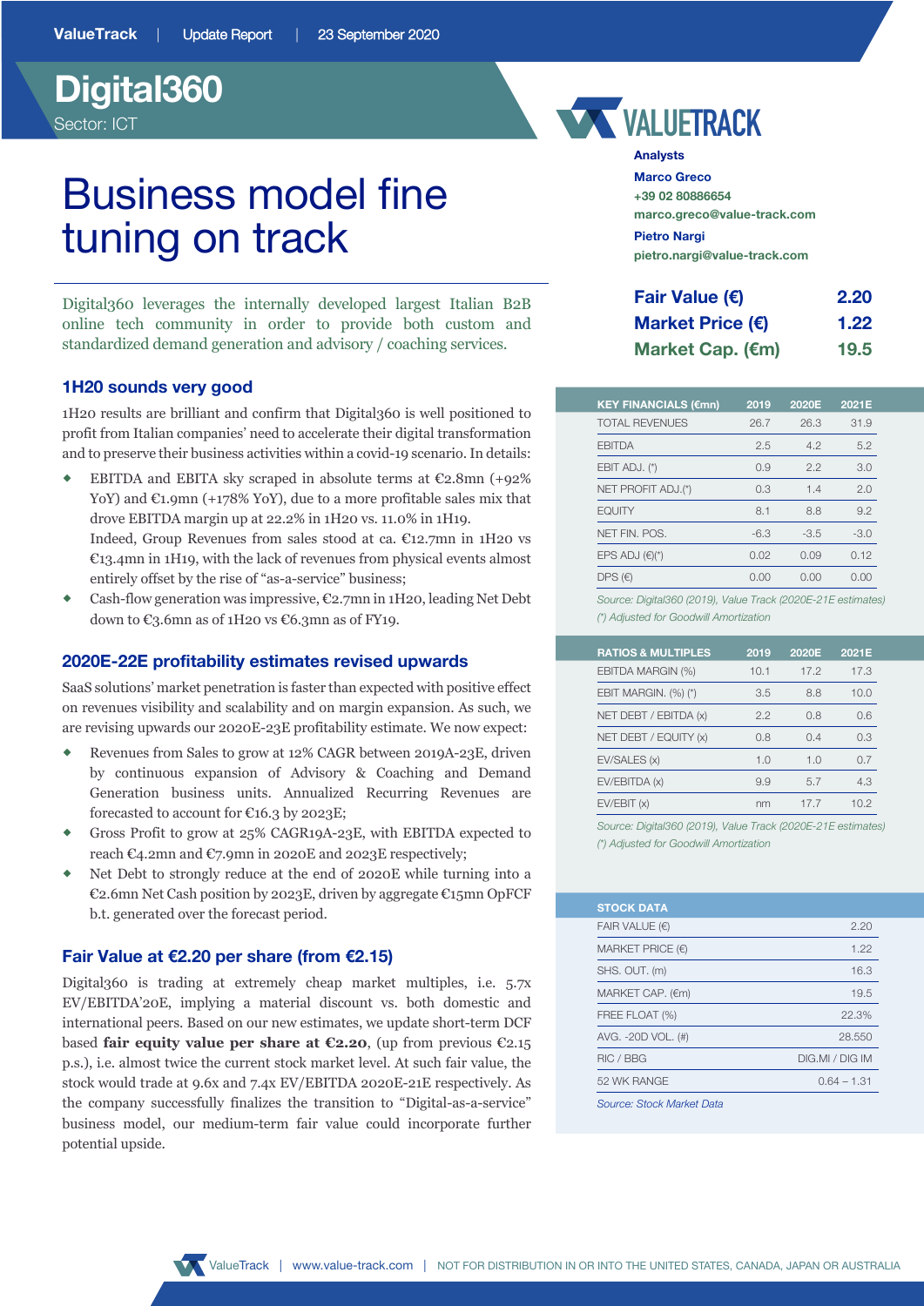ValueTrack | Update Report | 23 September 2020

# Digital360

Sector: ICT

# Business model fine tuning on track

Digital360 leverages the internally developed largest Italian B2B online tech community in order to provide both custom and standardized demand generation and advisory / coaching services.

**Analysts**

**Marco Greco**
+39 02 80886654
marco.greco@value-track.com

**Pietro Nargi**
pietro.nargi@value-track.com

| | |
|---|---|
| **Fair Value (€)** | **2.20** |
| **Market Price (€)** | **1.22** |
| **Market Cap. (€m)** | **19.5** |

| KEY FINANCIALS (€mn) | 2019 | 2020E | 2021E |
|---|---|---|---|
| TOTAL REVENUES | 26.7 | 26.3 | 31.9 |
| EBITDA | 2.5 | 4.2 | 5.2 |
| EBIT ADJ. (*) | 0.9 | 2.2 | 3.0 |
| NET PROFIT ADJ.(*) | 0.3 | 1.4 | 2.0 |
| EQUITY | 8.1 | 8.8 | 9.2 |
| NET FIN. POS. | -6.3 | -3.5 | -3.0 |
| EPS ADJ (€)(*) | 0.02 | 0.09 | 0.12 |
| DPS (€) | 0.00 | 0.00 | 0.00 |

*Source: Digital360 (2019), Value Track (2020E-21E estimates)*
*(*) Adjusted for Goodwill Amortization*

| RATIOS & MULTIPLES | 2019 | 2020E | 2021E |
|---|---|---|---|
| EBITDA MARGIN (%) | 10.1 | 17.2 | 17.3 |
| EBIT MARGIN. (%) (*) | 3.5 | 8.8 | 10.0 |
| NET DEBT / EBITDA (x) | 2.2 | 0.8 | 0.6 |
| NET DEBT / EQUITY (x) | 0.8 | 0.4 | 0.3 |
| EV/SALES (x) | 1.0 | 1.0 | 0.7 |
| EV/EBITDA (x) | 9.9 | 5.7 | 4.3 |
| EV/EBIT (x) | nm | 17.7 | 10.2 |

*Source: Digital360 (2019), Value Track (2020E-21E estimates)*
*(*) Adjusted for Goodwill Amortization*

| STOCK DATA | |
|---|---|
| FAIR VALUE (€) | 2.20 |
| MARKET PRICE (€) | 1.22 |
| SHS. OUT. (m) | 16.3 |
| MARKET CAP. (€m) | 19.5 |
| FREE FLOAT (%) | 22.3% |
| AVG. -20D VOL. (#) | 28.550 |
| RIC / BBG | DIG.MI / DIG IM |
| 52 WK RANGE | 0.64 – 1.31 |

*Source: Stock Market Data*

## 1H20 sounds very good

1H20 results are brilliant and confirm that Digital360 is well positioned to profit from Italian companies' need to accelerate their digital transformation and to preserve their business activities within a covid-19 scenario. In details:

- EBITDA and EBITA sky scraped in absolute terms at €2.8mn (+92% YoY) and €1.9mn (+178% YoY), due to a more profitable sales mix that drove EBITDA margin up at 22.2% in 1H20 vs. 11.0% in 1H19.
  Indeed, Group Revenues from sales stood at ca. €12.7mn in 1H20 vs €13.4mn in 1H19, with the lack of revenues from physical events almost entirely offset by the rise of "as-a-service" business;
- Cash-flow generation was impressive, €2.7mn in 1H20, leading Net Debt down to €3.6mn as of 1H20 vs €6.3mn as of FY19.

## 2020E-22E profitability estimates revised upwards

SaaS solutions' market penetration is faster than expected with positive effect on revenues visibility and scalability and on margin expansion. As such, we are revising upwards our 2020E-23E profitability estimate. We now expect:

- Revenues from Sales to grow at 12% CAGR between 2019A-23E, driven by continuous expansion of Advisory & Coaching and Demand Generation business units. Annualized Recurring Revenues are forecasted to account for €16.3 by 2023E;
- Gross Profit to grow at 25% CAGR19A-23E, with EBITDA expected to reach €4.2mn and €7.9mn in 2020E and 2023E respectively;
- Net Debt to strongly reduce at the end of 2020E while turning into a €2.6mn Net Cash position by 2023E, driven by aggregate €15mn OpFCF b.t. generated over the forecast period.

## Fair Value at €2.20 per share (from €2.15)

Digital360 is trading at extremely cheap market multiples, i.e. 5.7x EV/EBITDA'20E, implying a material discount vs. both domestic and international peers. Based on our new estimates, we update short-term DCF based **fair equity value per share at €2.20**, (up from previous €2.15 p.s.), i.e. almost twice the current stock market level. At such fair value, the stock would trade at 9.6x and 7.4x EV/EBITDA 2020E-21E respectively. As the company successfully finalizes the transition to "Digital-as-a-service" business model, our medium-term fair value could incorporate further potential upside.

NOT FOR DISTRIBUTION IN OR INTO THE UNITED STATES, CANADA, JAPAN OR AUSTRALIA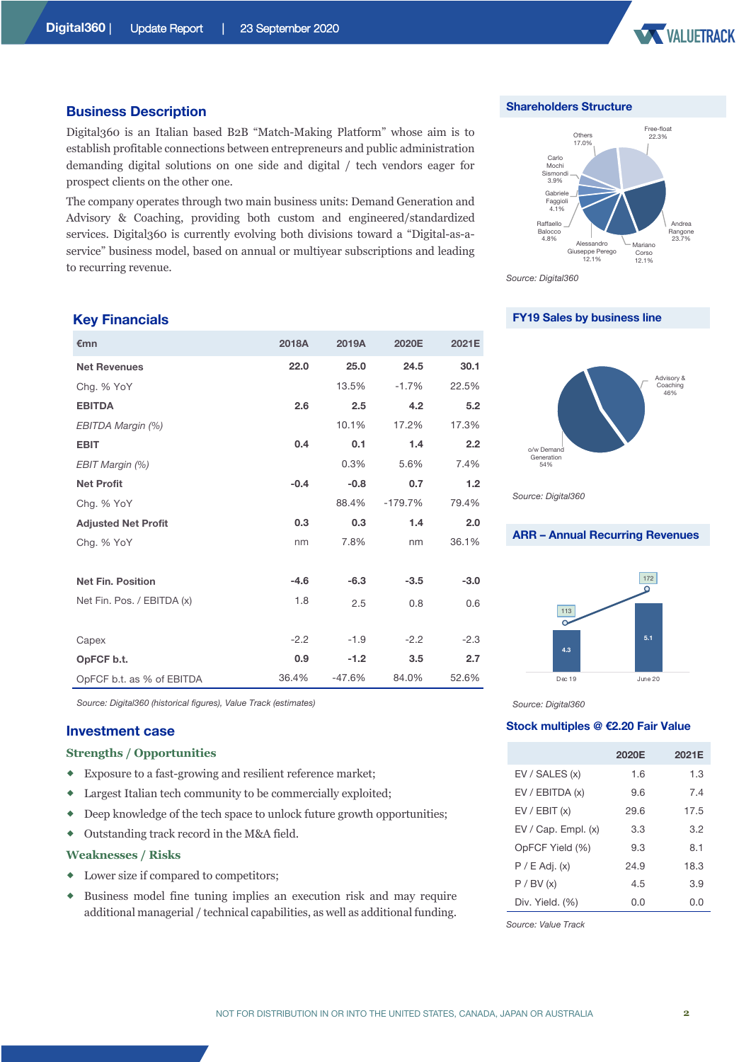## Business Description

Digital360 is an Italian based B2B "Match-Making Platform" whose aim is to establish profitable connections between entrepreneurs and public administration demanding digital solutions on one side and digital / tech vendors eager for prospect clients on the other one.

The company operates through two main business units: Demand Generation and Advisory & Coaching, providing both custom and engineered/standardized services. Digital360 is currently evolving both divisions toward a "Digital-as-a-service" business model, based on annual or multiyear subscriptions and leading to recurring revenue.

## Shareholders Structure

Free-float 22.3%; Andrea Rangone 23.7%; Mariano Corso 12.1%; Alessandro Giuseppe Perego 12.1%; Raffaello Balocco 4.8%; Gabriele Faggioli 4.1%; Carlo Mochi Sismondi 3.9%; Others 17.0%

*Source: Digital360*

## Key Financials

| €mn | 2018A | 2019A | 2020E | 2021E |
|---|---|---|---|---|
| **Net Revenues** | **22.0** | **25.0** | **24.5** | **30.1** |
| Chg. % YoY | | 13.5% | -1.7% | 22.5% |
| **EBITDA** | **2.6** | **2.5** | **4.2** | **5.2** |
| *EBITDA Margin (%)* | | 10.1% | 17.2% | 17.3% |
| **EBIT** | **0.4** | **0.1** | **1.4** | **2.2** |
| *EBIT Margin (%)* | | 0.3% | 5.6% | 7.4% |
| **Net Profit** | **-0.4** | **-0.8** | **0.7** | **1.2** |
| Chg. % YoY | | 88.4% | -179.7% | 79.4% |
| **Adjusted Net Profit** | **0.3** | **0.3** | **1.4** | **2.0** |
| Chg. % YoY | nm | 7.8% | nm | 36.1% |
| | | | | |
| **Net Fin. Position** | **-4.6** | **-6.3** | **-3.5** | **-3.0** |
| Net Fin. Pos. / EBITDA (x) | 1.8 | 2.5 | 0.8 | 0.6 |
| | | | | |
| Capex | -2.2 | -1.9 | -2.2 | -2.3 |
| **OpFCF b.t.** | **0.9** | **-1.2** | **3.5** | **2.7** |
| OpFCF b.t. as % of EBITDA | 36.4% | -47.6% | 84.0% | 52.6% |

*Source: Digital360 (historical figures), Value Track (estimates)*

## FY19 Sales by business line

Advisory & Coaching 46%; o/w Demand Generation 54%

*Source: Digital360*

## ARR – Annual Recurring Revenues

Dec 19: 113 (4.3); June 20: 172 (5.1)

*Source: Digital360*

## Investment case

### Strengths / Opportunities

- Exposure to a fast-growing and resilient reference market;
- Largest Italian tech community to be commercially exploited;
- Deep knowledge of the tech space to unlock future growth opportunities;
- Outstanding track record in the M&A field.

### Weaknesses / Risks

- Lower size if compared to competitors;
- Business model fine tuning implies an execution risk and may require additional managerial / technical capabilities, as well as additional funding.

## Stock multiples @ €2.20 Fair Value

| | 2020E | 2021E |
|---|---|---|
| EV / SALES (x) | 1.6 | 1.3 |
| EV / EBITDA (x) | 9.6 | 7.4 |
| EV / EBIT (x) | 29.6 | 17.5 |
| EV / Cap. Empl. (x) | 3.3 | 3.2 |
| OpFCF Yield (%) | 9.3 | 8.1 |
| P / E Adj. (x) | 24.9 | 18.3 |
| P / BV (x) | 4.5 | 3.9 |
| Div. Yield. (%) | 0.0 | 0.0 |

*Source: Value Track*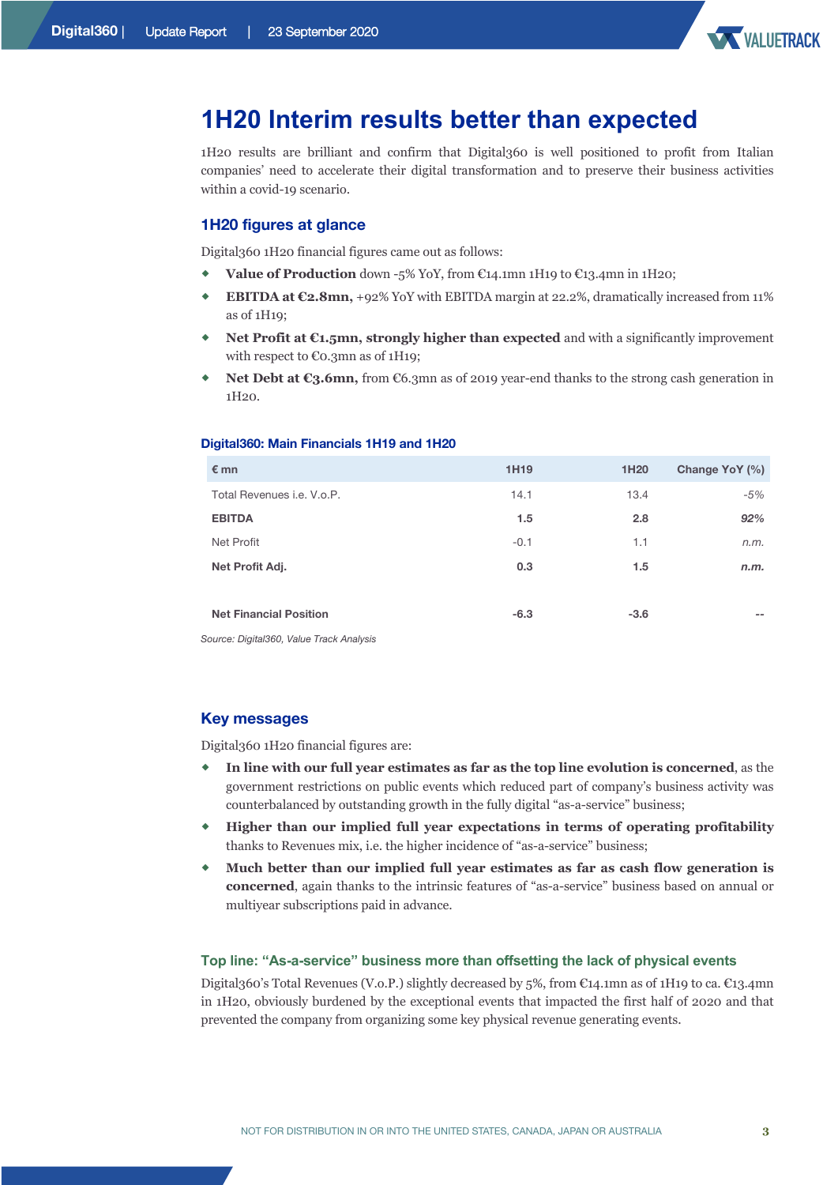# 1H20 Interim results better than expected

1H20 results are brilliant and confirm that Digital360 is well positioned to profit from Italian companies' need to accelerate their digital transformation and to preserve their business activities within a covid-19 scenario.

## 1H20 figures at glance

Digital360 1H20 financial figures came out as follows:

- **Value of Production** down -5% YoY, from €14.1mn 1H19 to €13.4mn in 1H20;
- **EBITDA at €2.8mn,** +92% YoY with EBITDA margin at 22.2%, dramatically increased from 11% as of 1H19;
- **Net Profit at €1.5mn, strongly higher than expected** and with a significantly improvement with respect to €0.3mn as of 1H19;
- **Net Debt at €3.6mn,** from €6.3mn as of 2019 year-end thanks to the strong cash generation in 1H20.

**Digital360: Main Financials 1H19 and 1H20**

| € mn | 1H19 | 1H20 | Change YoY (%) |
|---|---|---|---|
| Total Revenues i.e. V.o.P. | 14.1 | 13.4 | -5% |
| **EBITDA** | **1.5** | **2.8** | ***92%*** |
| Net Profit | -0.1 | 1.1 | *n.m.* |
| **Net Profit Adj.** | **0.3** | **1.5** | ***n.m.*** |
| | | | |
| **Net Financial Position** | **-6.3** | **-3.6** | **--** |

*Source: Digital360, Value Track Analysis*

## Key messages

Digital360 1H20 financial figures are:

- **In line with our full year estimates as far as the top line evolution is concerned**, as the government restrictions on public events which reduced part of company's business activity was counterbalanced by outstanding growth in the fully digital "as-a-service" business;
- **Higher than our implied full year expectations in terms of operating profitability** thanks to Revenues mix, i.e. the higher incidence of "as-a-service" business;
- **Much better than our implied full year estimates as far as cash flow generation is concerned**, again thanks to the intrinsic features of "as-a-service" business based on annual or multiyear subscriptions paid in advance.

### Top line: "As-a-service" business more than offsetting the lack of physical events

Digital360's Total Revenues (V.o.P.) slightly decreased by 5%, from €14.1mn as of 1H19 to ca. €13.4mn in 1H20, obviously burdened by the exceptional events that impacted the first half of 2020 and that prevented the company from organizing some key physical revenue generating events.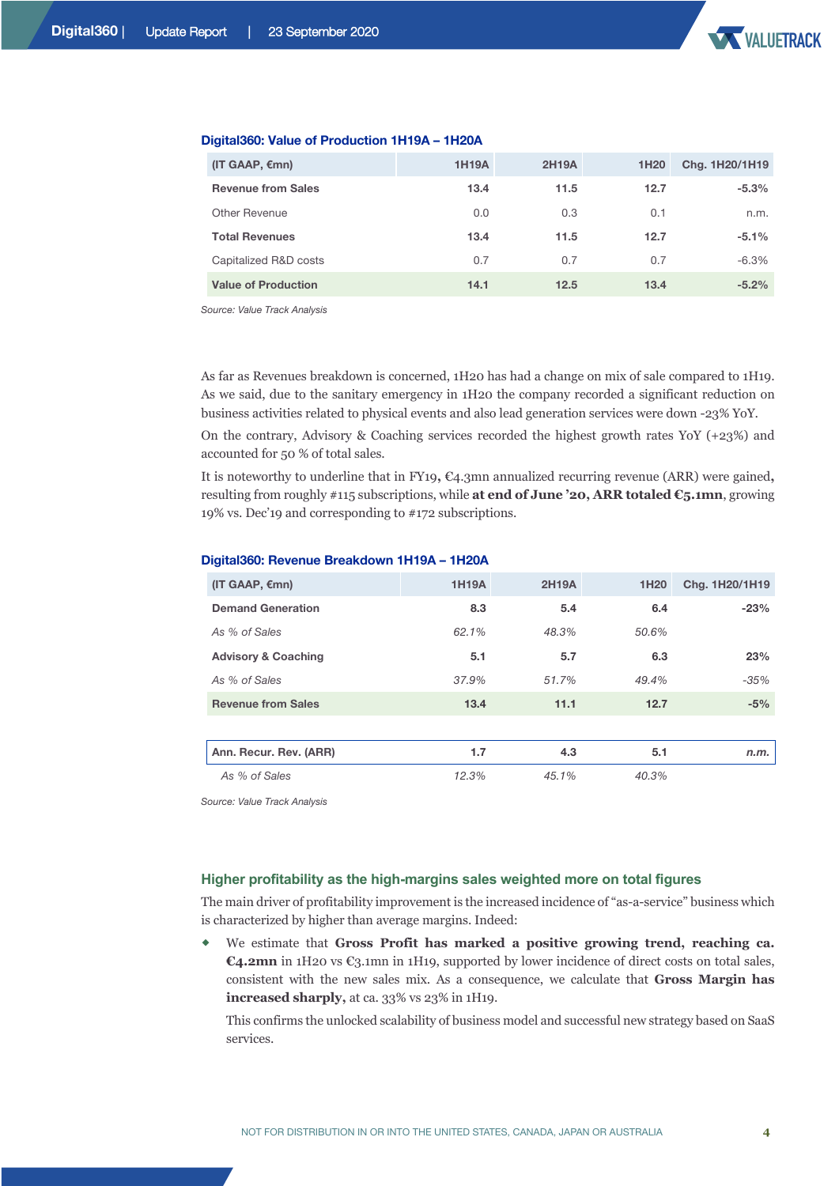**Digital360: Value of Production 1H19A – 1H20A**

| (IT GAAP, €mn) | 1H19A | 2H19A | 1H20 | Chg. 1H20/1H19 |
|---|---|---|---|---|
| **Revenue from Sales** | **13.4** | **11.5** | **12.7** | **-5.3%** |
| Other Revenue | 0.0 | 0.3 | 0.1 | n.m. |
| **Total Revenues** | **13.4** | **11.5** | **12.7** | **-5.1%** |
| Capitalized R&D costs | 0.7 | 0.7 | 0.7 | -6.3% |
| **Value of Production** | **14.1** | **12.5** | **13.4** | **-5.2%** |

*Source: Value Track Analysis*

As far as Revenues breakdown is concerned, 1H20 has had a change on mix of sale compared to 1H19. As we said, due to the sanitary emergency in 1H20 the company recorded a significant reduction on business activities related to physical events and also lead generation services were down -23% YoY.

On the contrary, Advisory & Coaching services recorded the highest growth rates YoY (+23%) and accounted for 50 % of total sales.

It is noteworthy to underline that in FY19, €4.3mn annualized recurring revenue (ARR) were gained, resulting from roughly #115 subscriptions, while **at end of June '20, ARR totaled €5.1mn**, growing 19% vs. Dec'19 and corresponding to #172 subscriptions.

**Digital360: Revenue Breakdown 1H19A – 1H20A**

| (IT GAAP, €mn) | 1H19A | 2H19A | 1H20 | Chg. 1H20/1H19 |
|---|---|---|---|---|
| **Demand Generation** | **8.3** | **5.4** | **6.4** | **-23%** |
| *As % of Sales* | *62.1%* | *48.3%* | *50.6%* | |
| **Advisory & Coaching** | **5.1** | **5.7** | **6.3** | **23%** |
| *As % of Sales* | *37.9%* | *51.7%* | *49.4%* | *-35%* |
| **Revenue from Sales** | **13.4** | **11.1** | **12.7** | **-5%** |
| | | | | |
| **Ann. Recur. Rev. (ARR)** | **1.7** | **4.3** | **5.1** | ***n.m.*** |
| *As % of Sales* | *12.3%* | *45.1%* | *40.3%* | |

*Source: Value Track Analysis*

### Higher profitability as the high-margins sales weighted more on total figures

The main driver of profitability improvement is the increased incidence of "as-a-service" business which is characterized by higher than average margins. Indeed:

- We estimate that **Gross Profit has marked a positive growing trend, reaching ca. €4.2mn** in 1H20 vs €3.1mn in 1H19, supported by lower incidence of direct costs on total sales, consistent with the new sales mix. As a consequence, we calculate that **Gross Margin has increased sharply,** at ca. 33% vs 23% in 1H19.

  This confirms the unlocked scalability of business model and successful new strategy based on SaaS services.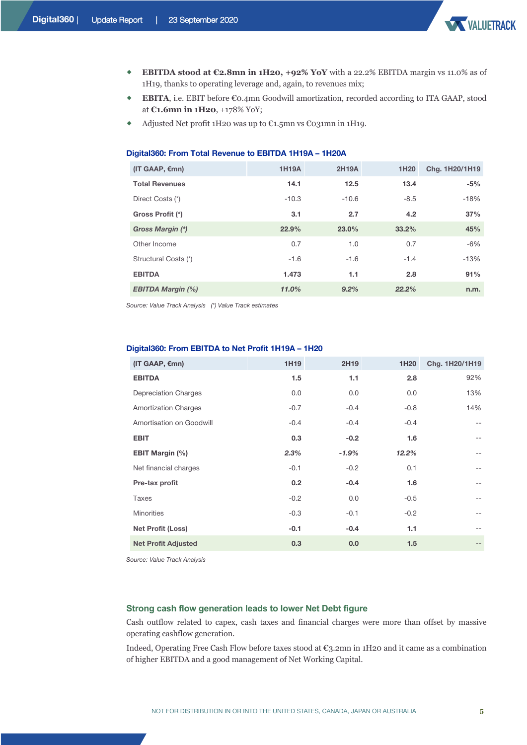- **EBITDA stood at €2.8mn in 1H20, +92% YoY** with a 22.2% EBITDA margin vs 11.0% as of 1H19, thanks to operating leverage and, again, to revenues mix;
- **EBITA**, i.e. EBIT before €0.4mn Goodwill amortization, recorded according to ITA GAAP, stood at **€1.6mn in 1H20**, +178% YoY;
- Adjusted Net profit 1H20 was up to €1.5mn vs €031mn in 1H19.

### Digital360: From Total Revenue to EBITDA 1H19A – 1H20A

| (IT GAAP, €mn) | 1H19A | 2H19A | 1H20 | Chg. 1H20/1H19 |
|---|---|---|---|---|
| **Total Revenues** | **14.1** | **12.5** | **13.4** | **-5%** |
| Direct Costs (*) | -10.3 | -10.6 | -8.5 | -18% |
| **Gross Profit (*)** | **3.1** | **2.7** | **4.2** | **37%** |
| ***Gross Margin (*)*** | **22.9%** | **23.0%** | **33.2%** | **45%** |
| Other Income | 0.7 | 1.0 | 0.7 | -6% |
| Structural Costs (*) | -1.6 | -1.6 | -1.4 | -13% |
| **EBITDA** | **1.473** | **1.1** | **2.8** | **91%** |
| ***EBITDA Margin (%)*** | ***11.0%*** | ***9.2%*** | ***22.2%*** | **n.m.** |

*Source: Value Track Analysis (*) Value Track estimates*

### Digital360: From EBITDA to Net Profit 1H19A – 1H20

| (IT GAAP, €mn) | 1H19 | 2H19 | 1H20 | Chg. 1H20/1H19 |
|---|---|---|---|---|
| **EBITDA** | **1.5** | **1.1** | **2.8** | 92% |
| Depreciation Charges | 0.0 | 0.0 | 0.0 | 13% |
| Amortization Charges | -0.7 | -0.4 | -0.8 | 14% |
| Amortisation on Goodwill | -0.4 | -0.4 | -0.4 | -- |
| **EBIT** | **0.3** | **-0.2** | **1.6** | -- |
| **EBIT Margin (%)** | ***2.3%*** | ***-1.9%*** | ***12.2%*** | -- |
| Net financial charges | -0.1 | -0.2 | 0.1 | -- |
| **Pre-tax profit** | **0.2** | **-0.4** | **1.6** | -- |
| Taxes | -0.2 | 0.0 | -0.5 | -- |
| Minorities | -0.3 | -0.1 | -0.2 | -- |
| **Net Profit (Loss)** | **-0.1** | **-0.4** | **1.1** | -- |
| **Net Profit Adjusted** | **0.3** | **0.0** | **1.5** | -- |

*Source: Value Track Analysis*

## Strong cash flow generation leads to lower Net Debt figure

Cash outflow related to capex, cash taxes and financial charges were more than offset by massive operating cashflow generation.

Indeed, Operating Free Cash Flow before taxes stood at €3.2mn in 1H20 and it came as a combination of higher EBITDA and a good management of Net Working Capital.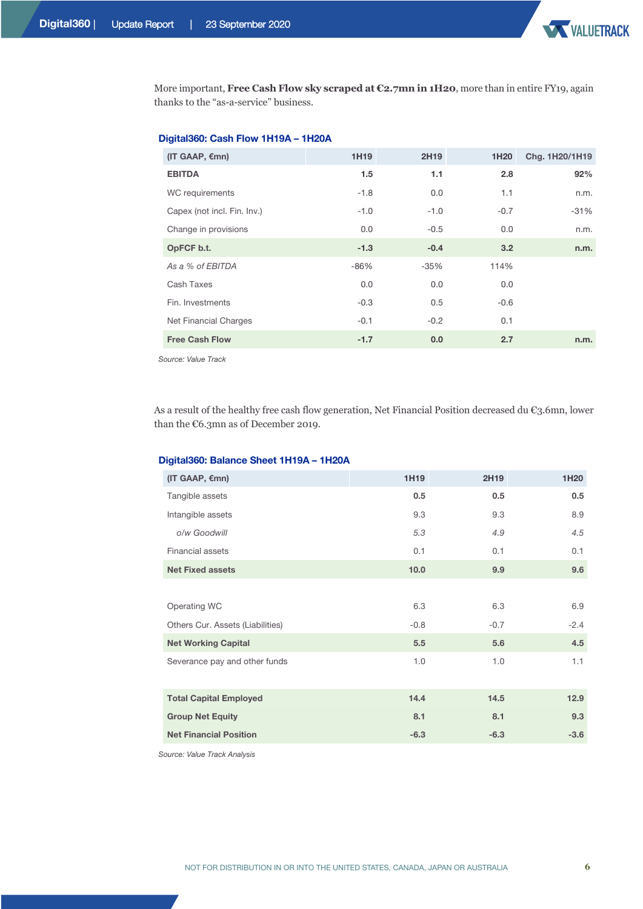More important, **Free Cash Flow sky scraped at €2.7mn in 1H20**, more than in entire FY19, again thanks to the "as-a-service" business.

**Digital360: Cash Flow 1H19A – 1H20A**

| (IT GAAP, €mn) | 1H19 | 2H19 | 1H20 | Chg. 1H20/1H19 |
|---|---|---|---|---|
| **EBITDA** | **1.5** | **1.1** | **2.8** | **92%** |
| WC requirements | -1.8 | 0.0 | 1.1 | n.m. |
| Capex (not incl. Fin. Inv.) | -1.0 | -1.0 | -0.7 | -31% |
| Change in provisions | 0.0 | -0.5 | 0.0 | n.m. |
| **OpFCF b.t.** | **-1.3** | **-0.4** | **3.2** | **n.m.** |
| *As a % of EBITDA* | -86% | -35% | 114% | |
| Cash Taxes | 0.0 | 0.0 | 0.0 | |
| Fin. Investments | -0.3 | 0.5 | -0.6 | |
| Net Financial Charges | -0.1 | -0.2 | 0.1 | |
| **Free Cash Flow** | **-1.7** | **0.0** | **2.7** | **n.m.** |

*Source: Value Track*

As a result of the healthy free cash flow generation, Net Financial Position decreased du €3.6mn, lower than the €6.3mn as of December 2019.

**Digital360: Balance Sheet 1H19A – 1H20A**

| (IT GAAP, €mn) | 1H19 | 2H19 | 1H20 |
|---|---|---|---|
| Tangible assets | **0.5** | **0.5** | **0.5** |
| Intangible assets | 9.3 | 9.3 | 8.9 |
| *o/w Goodwill* | *5.3* | *4.9* | *4.5* |
| Financial assets | 0.1 | 0.1 | 0.1 |
| **Net Fixed assets** | **10.0** | **9.9** | **9.6** |
| | | | |
| Operating WC | 6.3 | 6.3 | 6.9 |
| Others Cur. Assets (Liabilities) | -0.8 | -0.7 | -2.4 |
| **Net Working Capital** | **5.5** | **5.6** | **4.5** |
| Severance pay and other funds | 1.0 | 1.0 | 1.1 |
| | | | |
| **Total Capital Employed** | **14.4** | **14.5** | **12.9** |
| **Group Net Equity** | **8.1** | **8.1** | **9.3** |
| **Net Financial Position** | **-6.3** | **-6.3** | **-3.6** |

*Source: Value Track Analysis*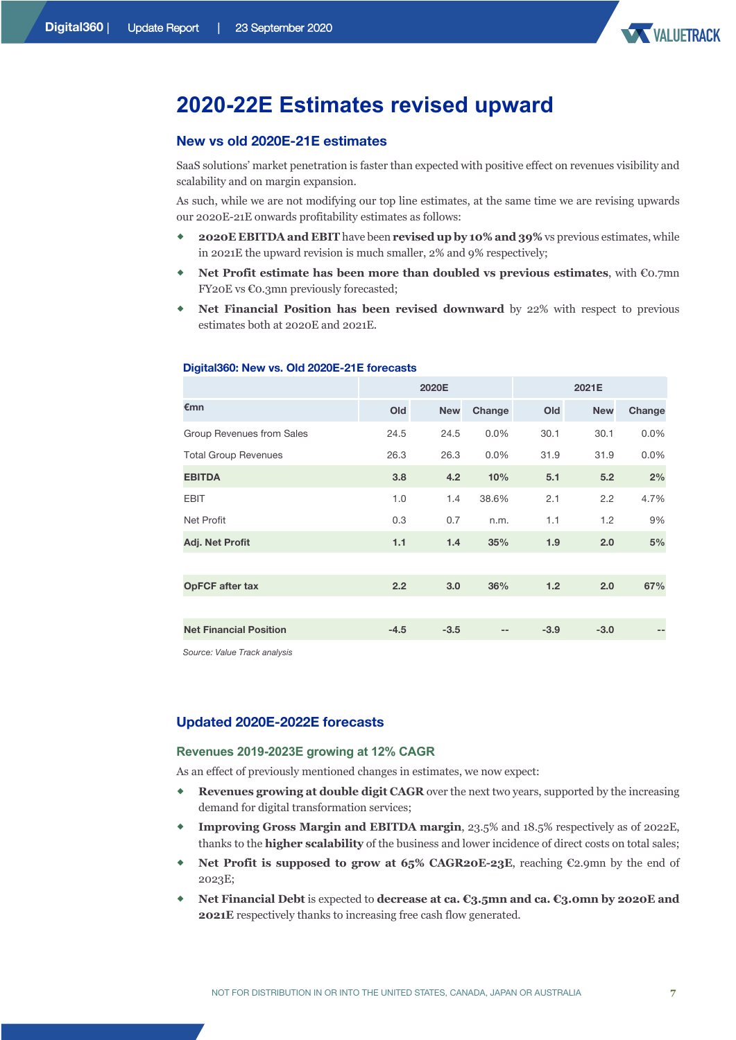# 2020-22E Estimates revised upward

## New vs old 2020E-21E estimates

SaaS solutions' market penetration is faster than expected with positive effect on revenues visibility and scalability and on margin expansion.

As such, while we are not modifying our top line estimates, at the same time we are revising upwards our 2020E-21E onwards profitability estimates as follows:

- **2020E EBITDA and EBIT** have been **revised up by 10% and 39%** vs previous estimates, while in 2021E the upward revision is much smaller, 2% and 9% respectively;
- **Net Profit estimate has been more than doubled vs previous estimates**, with €0.7mn FY20E vs €0.3mn previously forecasted;
- **Net Financial Position has been revised downward** by 22% with respect to previous estimates both at 2020E and 2021E.

**Digital360: New vs. Old 2020E-21E forecasts**

| €mn | 2020E | | | 2021E | | |
|---|---|---|---|---|---|---|
| | Old | New | Change | Old | New | Change |
| Group Revenues from Sales | 24.5 | 24.5 | 0.0% | 30.1 | 30.1 | 0.0% |
| Total Group Revenues | 26.3 | 26.3 | 0.0% | 31.9 | 31.9 | 0.0% |
| **EBITDA** | **3.8** | **4.2** | **10%** | **5.1** | **5.2** | **2%** |
| EBIT | 1.0 | 1.4 | 38.6% | 2.1 | 2.2 | 4.7% |
| Net Profit | 0.3 | 0.7 | n.m. | 1.1 | 1.2 | 9% |
| **Adj. Net Profit** | **1.1** | **1.4** | **35%** | **1.9** | **2.0** | **5%** |
| **OpFCF after tax** | **2.2** | **3.0** | **36%** | **1.2** | **2.0** | **67%** |
| **Net Financial Position** | **-4.5** | **-3.5** | **--** | **-3.9** | **-3.0** | **--** |

*Source: Value Track analysis*

## Updated 2020E-2022E forecasts

### Revenues 2019-2023E growing at 12% CAGR

As an effect of previously mentioned changes in estimates, we now expect:

- **Revenues growing at double digit CAGR** over the next two years, supported by the increasing demand for digital transformation services;
- **Improving Gross Margin and EBITDA margin**, 23.5% and 18.5% respectively as of 2022E, thanks to the **higher scalability** of the business and lower incidence of direct costs on total sales;
- **Net Profit is supposed to grow at 65% CAGR20E-23E**, reaching €2.9mn by the end of 2023E;
- **Net Financial Debt** is expected to **decrease at ca. €3.5mn and ca. €3.0mn by 2020E and 2021E** respectively thanks to increasing free cash flow generated.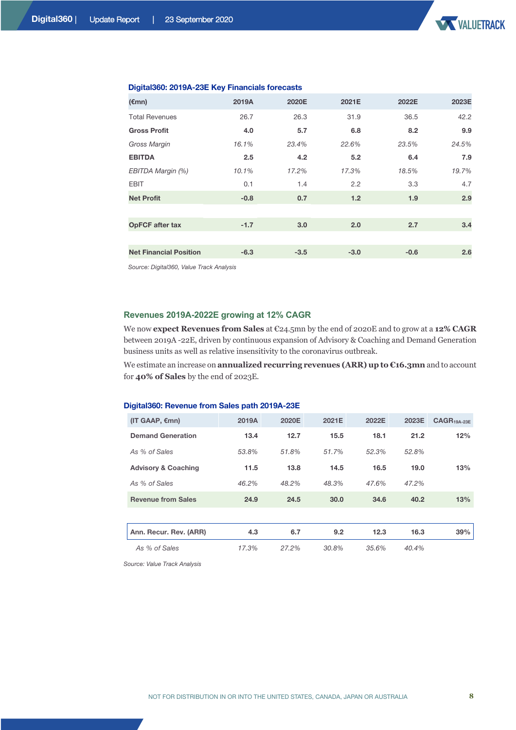**Digital360: 2019A-23E Key Financials forecasts**

| (€mn) | 2019A | 2020E | 2021E | 2022E | 2023E |
|---|---|---|---|---|---|
| Total Revenues | 26.7 | 26.3 | 31.9 | 36.5 | 42.2 |
| **Gross Profit** | **4.0** | **5.7** | **6.8** | **8.2** | **9.9** |
| *Gross Margin* | *16.1%* | *23.4%* | *22.6%* | *23.5%* | *24.5%* |
| **EBITDA** | **2.5** | **4.2** | **5.2** | **6.4** | **7.9** |
| *EBITDA Margin (%)* | *10.1%* | *17.2%* | *17.3%* | *18.5%* | *19.7%* |
| EBIT | 0.1 | 1.4 | 2.2 | 3.3 | 4.7 |
| **Net Profit** | **-0.8** | **0.7** | **1.2** | **1.9** | **2.9** |
| | | | | | |
| **OpFCF after tax** | **-1.7** | **3.0** | **2.0** | **2.7** | **3.4** |
| | | | | | |
| **Net Financial Position** | **-6.3** | **-3.5** | **-3.0** | **-0.6** | **2.6** |

*Source: Digital360, Value Track Analysis*

## Revenues 2019A-2022E growing at 12% CAGR

We now **expect Revenues from Sales** at €24.5mn by the end of 2020E and to grow at a **12% CAGR** between 2019A -22E, driven by continuous expansion of Advisory & Coaching and Demand Generation business units as well as relative insensitivity to the coronavirus outbreak.

We estimate an increase on **annualized recurring revenues (ARR) up to €16.3mn** and to account for **40% of Sales** by the end of 2023E.

**Digital360: Revenue from Sales path 2019A-23E**

| (IT GAAP, €mn) | 2019A | 2020E | 2021E | 2022E | 2023E | $CAGR_{19A-23E}$ |
|---|---|---|---|---|---|---|
| **Demand Generation** | **13.4** | **12.7** | **15.5** | **18.1** | **21.2** | **12%** |
| *As % of Sales* | *53.8%* | *51.8%* | *51.7%* | *52.3%* | *52.8%* | |
| **Advisory & Coaching** | **11.5** | **13.8** | **14.5** | **16.5** | **19.0** | **13%** |
| *As % of Sales* | *46.2%* | *48.2%* | *48.3%* | *47.6%* | *47.2%* | |
| **Revenue from Sales** | **24.9** | **24.5** | **30.0** | **34.6** | **40.2** | **13%** |
| | | | | | | |
| **Ann. Recur. Rev. (ARR)** | **4.3** | **6.7** | **9.2** | **12.3** | **16.3** | **39%** |
| *As % of Sales* | *17.3%* | *27.2%* | *30.8%* | *35.6%* | *40.4%* | |

*Source: Value Track Analysis*

NOT FOR DISTRIBUTION IN OR INTO THE UNITED STATES, CANADA, JAPAN OR AUSTRALIA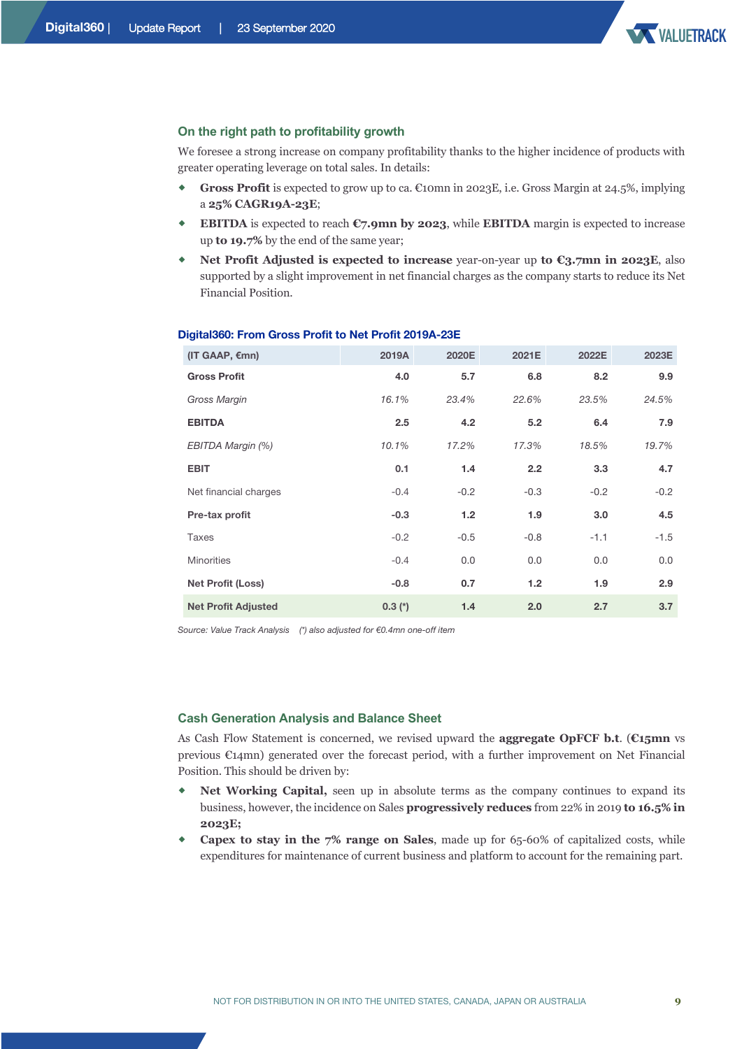## On the right path to profitability growth

We foresee a strong increase on company profitability thanks to the higher incidence of products with greater operating leverage on total sales. In details:

- **Gross Profit** is expected to grow up to ca. €10mn in 2023E, i.e. Gross Margin at 24.5%, implying a **25% CAGR19A-23E**;
- **EBITDA** is expected to reach **€7.9mn by 2023**, while **EBITDA** margin is expected to increase up **to 19.7%** by the end of the same year;
- **Net Profit Adjusted is expected to increase** year-on-year up **to €3.7mn in 2023E**, also supported by a slight improvement in net financial charges as the company starts to reduce its Net Financial Position.

**Digital360: From Gross Profit to Net Profit 2019A-23E**

| (IT GAAP, €mn) | 2019A | 2020E | 2021E | 2022E | 2023E |
|---|---|---|---|---|---|
| **Gross Profit** | **4.0** | **5.7** | **6.8** | **8.2** | **9.9** |
| *Gross Margin* | *16.1%* | *23.4%* | *22.6%* | *23.5%* | *24.5%* |
| **EBITDA** | **2.5** | **4.2** | **5.2** | **6.4** | **7.9** |
| *EBITDA Margin (%)* | *10.1%* | *17.2%* | *17.3%* | *18.5%* | *19.7%* |
| **EBIT** | **0.1** | **1.4** | **2.2** | **3.3** | **4.7** |
| Net financial charges | -0.4 | -0.2 | -0.3 | -0.2 | -0.2 |
| **Pre-tax profit** | **-0.3** | **1.2** | **1.9** | **3.0** | **4.5** |
| Taxes | -0.2 | -0.5 | -0.8 | -1.1 | -1.5 |
| Minorities | -0.4 | 0.0 | 0.0 | 0.0 | 0.0 |
| **Net Profit (Loss)** | **-0.8** | **0.7** | **1.2** | **1.9** | **2.9** |
| **Net Profit Adjusted** | **0.3 (*)** | **1.4** | **2.0** | **2.7** | **3.7** |

*Source: Value Track Analysis (*) also adjusted for €0.4mn one-off item*

## Cash Generation Analysis and Balance Sheet

As Cash Flow Statement is concerned, we revised upward the **aggregate OpFCF b.t**. (**€15mn** vs previous €14mn) generated over the forecast period, with a further improvement on Net Financial Position. This should be driven by:

- **Net Working Capital,** seen up in absolute terms as the company continues to expand its business, however, the incidence on Sales **progressively reduces** from 22% in 2019 **to 16.5% in 2023E;**
- **Capex to stay in the 7% range on Sales**, made up for 65-60% of capitalized costs, while expenditures for maintenance of current business and platform to account for the remaining part.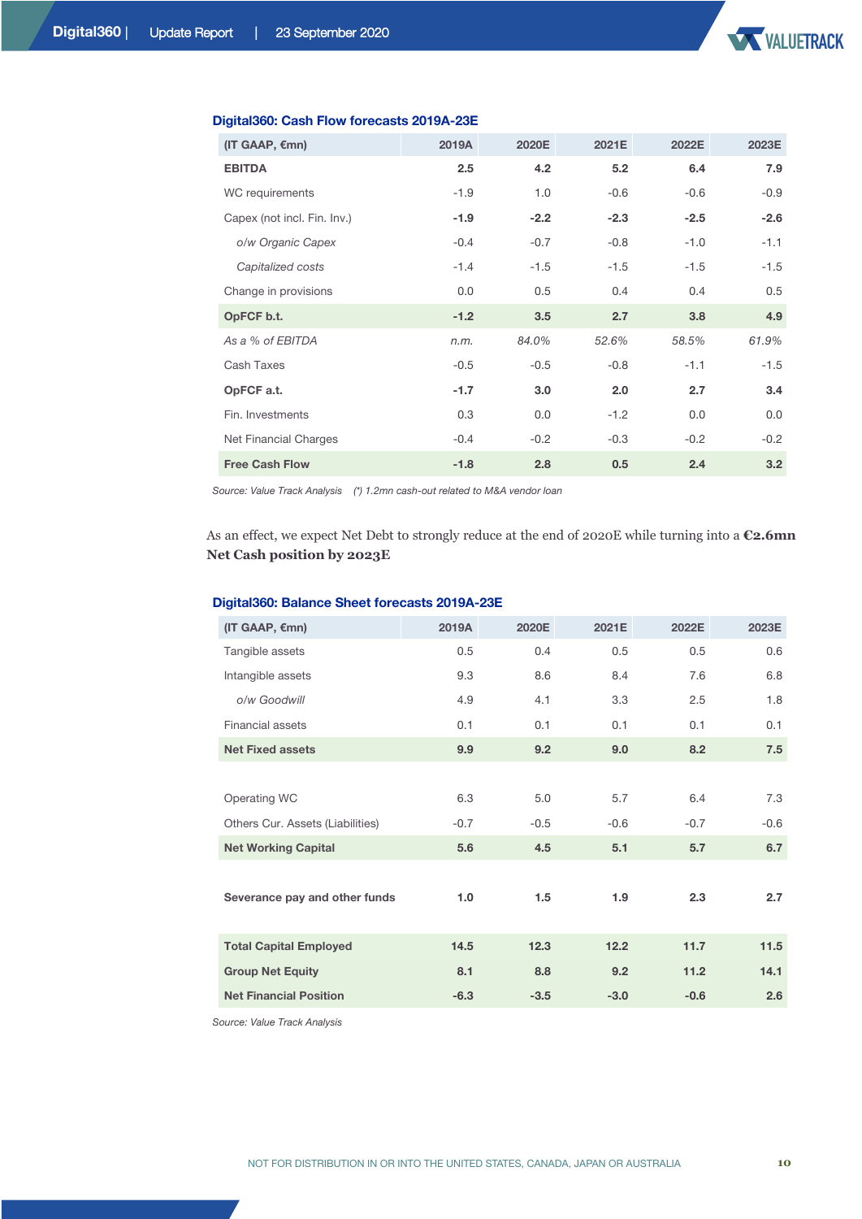**Digital360: Cash Flow forecasts 2019A-23E**

| (IT GAAP, €mn) | 2019A | 2020E | 2021E | 2022E | 2023E |
|---|---|---|---|---|---|
| **EBITDA** | **2.5** | **4.2** | **5.2** | **6.4** | **7.9** |
| WC requirements | -1.9 | 1.0 | -0.6 | -0.6 | -0.9 |
| Capex (not incl. Fin. Inv.) | **-1.9** | **-2.2** | **-2.3** | **-2.5** | **-2.6** |
| *o/w Organic Capex* | -0.4 | -0.7 | -0.8 | -1.0 | -1.1 |
| *Capitalized costs* | -1.4 | -1.5 | -1.5 | -1.5 | -1.5 |
| Change in provisions | 0.0 | 0.5 | 0.4 | 0.4 | 0.5 |
| **OpFCF b.t.** | **-1.2** | **3.5** | **2.7** | **3.8** | **4.9** |
| *As a % of EBITDA* | *n.m.* | *84.0%* | *52.6%* | *58.5%* | *61.9%* |
| Cash Taxes | -0.5 | -0.5 | -0.8 | -1.1 | -1.5 |
| **OpFCF a.t.** | **-1.7** | **3.0** | **2.0** | **2.7** | **3.4** |
| Fin. Investments | 0.3 | 0.0 | -1.2 | 0.0 | 0.0 |
| Net Financial Charges | -0.4 | -0.2 | -0.3 | -0.2 | -0.2 |
| **Free Cash Flow** | **-1.8** | **2.8** | **0.5** | **2.4** | **3.2** |

*Source: Value Track Analysis (\*) 1.2mn cash-out related to M&A vendor loan*

As an effect, we expect Net Debt to strongly reduce at the end of 2020E while turning into a **€2.6mn Net Cash position by 2023E**

**Digital360: Balance Sheet forecasts 2019A-23E**

| (IT GAAP, €mn) | 2019A | 2020E | 2021E | 2022E | 2023E |
|---|---|---|---|---|---|
| Tangible assets | 0.5 | 0.4 | 0.5 | 0.5 | 0.6 |
| Intangible assets | 9.3 | 8.6 | 8.4 | 7.6 | 6.8 |
| *o/w Goodwill* | 4.9 | 4.1 | 3.3 | 2.5 | 1.8 |
| Financial assets | 0.1 | 0.1 | 0.1 | 0.1 | 0.1 |
| **Net Fixed assets** | **9.9** | **9.2** | **9.0** | **8.2** | **7.5** |
| | | | | | |
| Operating WC | 6.3 | 5.0 | 5.7 | 6.4 | 7.3 |
| Others Cur. Assets (Liabilities) | -0.7 | -0.5 | -0.6 | -0.7 | -0.6 |
| **Net Working Capital** | **5.6** | **4.5** | **5.1** | **5.7** | **6.7** |
| | | | | | |
| **Severance pay and other funds** | **1.0** | **1.5** | **1.9** | **2.3** | **2.7** |
| | | | | | |
| **Total Capital Employed** | **14.5** | **12.3** | **12.2** | **11.7** | **11.5** |
| **Group Net Equity** | **8.1** | **8.8** | **9.2** | **11.2** | **14.1** |
| **Net Financial Position** | **-6.3** | **-3.5** | **-3.0** | **-0.6** | **2.6** |

*Source: Value Track Analysis*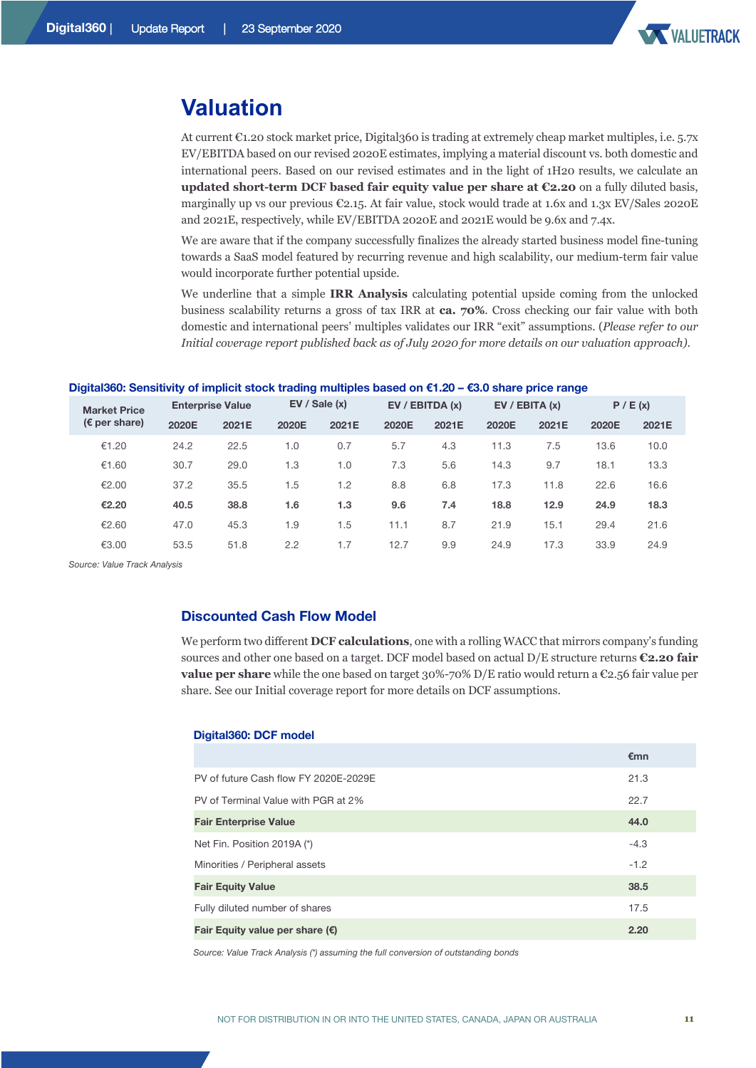# Valuation

At current €1.20 stock market price, Digital360 is trading at extremely cheap market multiples, i.e. 5.7x EV/EBITDA based on our revised 2020E estimates, implying a material discount vs. both domestic and international peers. Based on our revised estimates and in the light of 1H20 results, we calculate an **updated short-term DCF based fair equity value per share at €2.20** on a fully diluted basis, marginally up vs our previous €2.15. At fair value, stock would trade at 1.6x and 1.3x EV/Sales 2020E and 2021E, respectively, while EV/EBITDA 2020E and 2021E would be 9.6x and 7.4x.

We are aware that if the company successfully finalizes the already started business model fine-tuning towards a SaaS model featured by recurring revenue and high scalability, our medium-term fair value would incorporate further potential upside.

We underline that a simple **IRR Analysis** calculating potential upside coming from the unlocked business scalability returns a gross of tax IRR at **ca. 70%**. Cross checking our fair value with both domestic and international peers' multiples validates our IRR "exit" assumptions. (*Please refer to our Initial coverage report published back as of July 2020 for more details on our valuation approach).*

**Digital360: Sensitivity of implicit stock trading multiples based on €1.20 – €3.0 share price range**

| Market Price (€ per share) | Enterprise Value | | EV / Sale (x) | | EV / EBITDA (x) | | EV / EBITA (x) | | P / E (x) | |
|---|---|---|---|---|---|---|---|---|---|---|
| | 2020E | 2021E | 2020E | 2021E | 2020E | 2021E | 2020E | 2021E | 2020E | 2021E |
| €1.20 | 24.2 | 22.5 | 1.0 | 0.7 | 5.7 | 4.3 | 11.3 | 7.5 | 13.6 | 10.0 |
| €1.60 | 30.7 | 29.0 | 1.3 | 1.0 | 7.3 | 5.6 | 14.3 | 9.7 | 18.1 | 13.3 |
| €2.00 | 37.2 | 35.5 | 1.5 | 1.2 | 8.8 | 6.8 | 17.3 | 11.8 | 22.6 | 16.6 |
| **€2.20** | **40.5** | **38.8** | **1.6** | **1.3** | **9.6** | **7.4** | **18.8** | **12.9** | **24.9** | **18.3** |
| €2.60 | 47.0 | 45.3 | 1.9 | 1.5 | 11.1 | 8.7 | 21.9 | 15.1 | 29.4 | 21.6 |
| €3.00 | 53.5 | 51.8 | 2.2 | 1.7 | 12.7 | 9.9 | 24.9 | 17.3 | 33.9 | 24.9 |

*Source: Value Track Analysis*

## Discounted Cash Flow Model

We perform two different **DCF calculations**, one with a rolling WACC that mirrors company's funding sources and other one based on a target. DCF model based on actual D/E structure returns **€2.20 fair value per share** while the one based on target 30%-70% D/E ratio would return a €2.56 fair value per share. See our Initial coverage report for more details on DCF assumptions.

**Digital360: DCF model**

| | €mn |
|---|---|
| PV of future Cash flow FY 2020E-2029E | 21.3 |
| PV of Terminal Value with PGR at 2% | 22.7 |
| **Fair Enterprise Value** | **44.0** |
| Net Fin. Position 2019A (*) | -4.3 |
| Minorities / Peripheral assets | -1.2 |
| **Fair Equity Value** | **38.5** |
| Fully diluted number of shares | 17.5 |
| **Fair Equity value per share (€)** | **2.20** |

*Source: Value Track Analysis (*) assuming the full conversion of outstanding bonds*

NOT FOR DISTRIBUTION IN OR INTO THE UNITED STATES, CANADA, JAPAN OR AUSTRALIA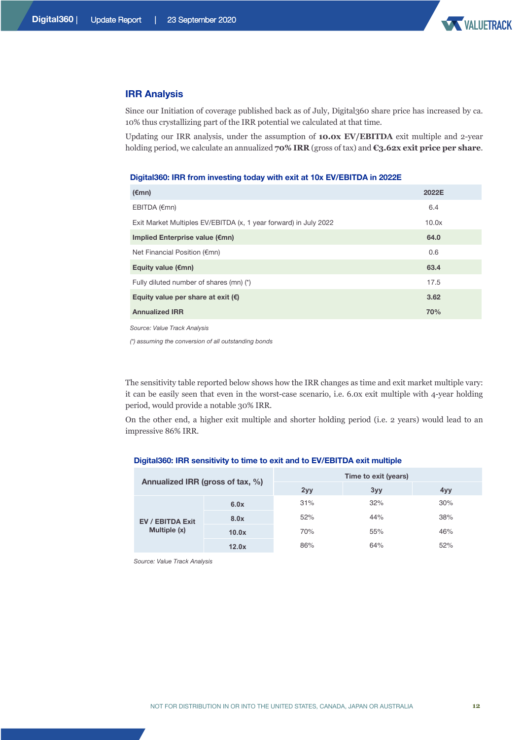## IRR Analysis

Since our Initiation of coverage published back as of July, Digital360 share price has increased by ca. 10% thus crystallizing part of the IRR potential we calculated at that time.

Updating our IRR analysis, under the assumption of **10.0x EV/EBITDA** exit multiple and 2-year holding period, we calculate an annualized **70% IRR** (gross of tax) and **€3.62x exit price per share**.

**Digital360: IRR from investing today with exit at 10x EV/EBITDA in 2022E**

| (€mn) | 2022E |
|---|---|
| EBITDA (€mn) | 6.4 |
| Exit Market Multiples EV/EBITDA (x, 1 year forward) in July 2022 | 10.0x |
| **Implied Enterprise value (€mn)** | **64.0** |
| Net Financial Position (€mn) | 0.6 |
| **Equity value (€mn)** | **63.4** |
| Fully diluted number of shares (mn) (*) | 17.5 |
| **Equity value per share at exit (€)** | **3.62** |
| **Annualized IRR** | **70%** |

*Source: Value Track Analysis*

*(*) assuming the conversion of all outstanding bonds*

The sensitivity table reported below shows how the IRR changes as time and exit market multiple vary: it can be easily seen that even in the worst-case scenario, i.e. 6.0x exit multiple with 4-year holding period, would provide a notable 30% IRR.

On the other end, a higher exit multiple and shorter holding period (i.e. 2 years) would lead to an impressive 86% IRR.

**Digital360: IRR sensitivity to time to exit and to EV/EBITDA exit multiple**

| Annualized IRR (gross of tax, %) | | Time to exit (years) | | |
|---|---|---|---|---|
| | | 2yy | 3yy | 4yy |
| EV / EBITDA Exit Multiple (x) | 6.0x | 31% | 32% | 30% |
| | 8.0x | 52% | 44% | 38% |
| | 10.0x | 70% | 55% | 46% |
| | 12.0x | 86% | 64% | 52% |

*Source: Value Track Analysis*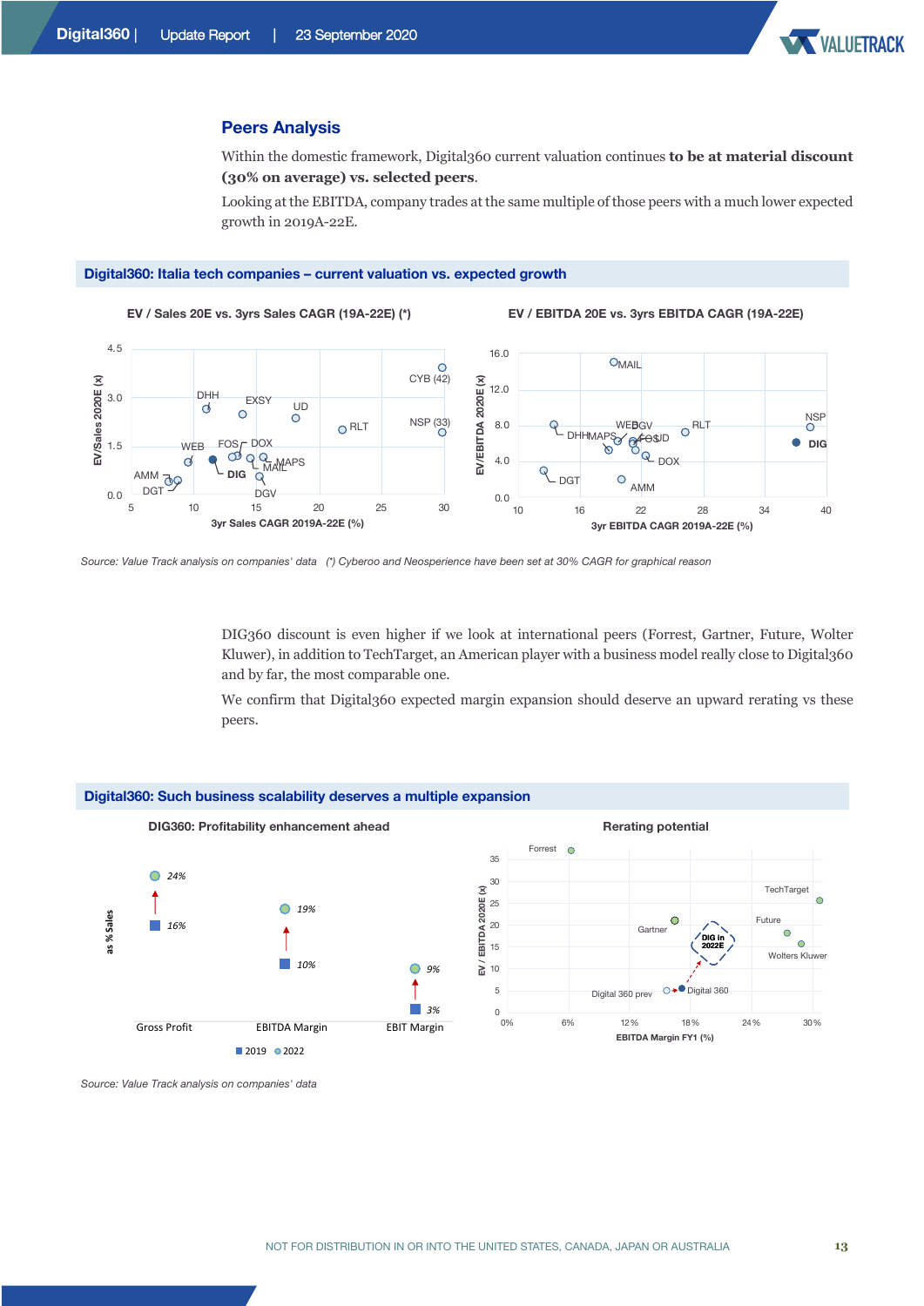## Peers Analysis

Within the domestic framework, Digital360 current valuation continues **to be at material discount (30% on average) vs. selected peers**.

Looking at the EBITDA, company trades at the same multiple of those peers with a much lower expected growth in 2019A-22E.

**Digital360: Italia tech companies – current valuation vs. expected growth**

EV / Sales 20E vs. 3yrs Sales CAGR (19A-22E) (*)

EV / EBITDA 20E vs. 3yrs EBITDA CAGR (19A-22E)

Source: Value Track analysis on companies' data (*) Cyberoo and Neosperience have been set at 30% CAGR for graphical reason

DIG360 discount is even higher if we look at international peers (Forrest, Gartner, Future, Wolter Kluwer), in addition to TechTarget, an American player with a business model really close to Digital360 and by far, the most comparable one.

We confirm that Digital360 expected margin expansion should deserve an upward rerating vs these peers.

**Digital360: Such business scalability deserves a multiple expansion**

DIG360: Profitability enhancement ahead

| as % Sales | 2019 | 2022 |
|---|---|---|
| Gross Profit | 16% | 24% |
| EBITDA Margin | 10% | 19% |
| EBIT Margin | 3% | 9% |

Rerating potential

Source: Value Track analysis on companies' data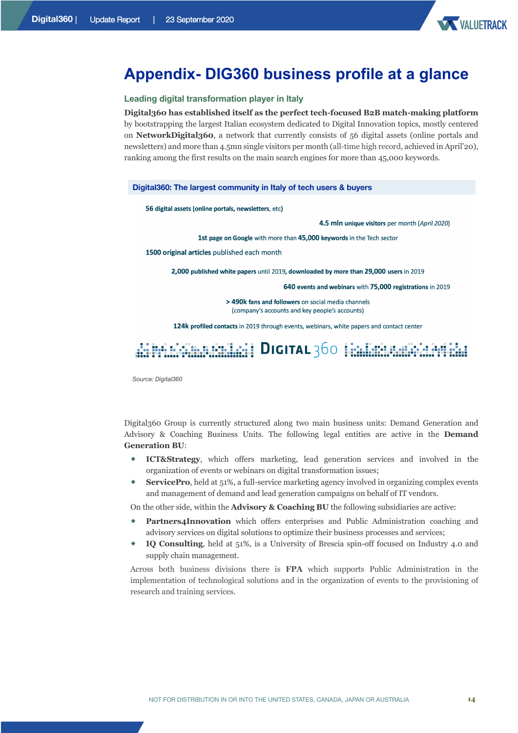# Appendix- DIG360 business profile at a glance

### Leading digital transformation player in Italy

**Digital360 has established itself as the perfect tech-focused B2B match-making platform** by bootstrapping the largest Italian ecosystem dedicated to Digital Innovation topics, mostly centered on **NetworkDigital360**, a network that currently consists of 56 digital assets (online portals and newsletters) and more than 4.5mn single visitors per month (all-time high record, achieved in April'20), ranking among the first results on the main search engines for more than 45,000 keywords.

**Digital360: The largest community in Italy of tech users & buyers**

**56 digital assets (online portals, newsletters**, etc)

**4.5 mln unique visitors** per month (*April 2020*)

**1st page on Google** with more than **45,000 keywords** in the Tech sector

**1500 original articles** published each month

**2,000 published white papers** until 2019, **downloaded by more than 29,000 users** in 2019

**640 events and webinars** with **75,000 registrations** in 2019

**> 490k fans and followers** on social media channels (company's accounts and key people's accounts)

**124k profiled contacts** in 2019 through events, webinars, white papers and contact center

DIGITAL 360

*Source: Digital360*

Digital360 Group is currently structured along two main business units: Demand Generation and Advisory & Coaching Business Units. The following legal entities are active in the **Demand Generation BU**:

- **ICT&Strategy**, which offers marketing, lead generation services and involved in the organization of events or webinars on digital transformation issues;
- **ServicePro**, held at 51%, a full-service marketing agency involved in organizing complex events and management of demand and lead generation campaigns on behalf of IT vendors.

On the other side, within the **Advisory & Coaching BU** the following subsidiaries are active:

- **Partners4Innovation** which offers enterprises and Public Administration coaching and advisory services on digital solutions to optimize their business processes and services;
- **IQ Consulting**, held at 51%, is a University of Brescia spin-off focused on Industry 4.0 and supply chain management.

Across both business divisions there is **FPA** which supports Public Administration in the implementation of technological solutions and in the organization of events to the provisioning of research and training services.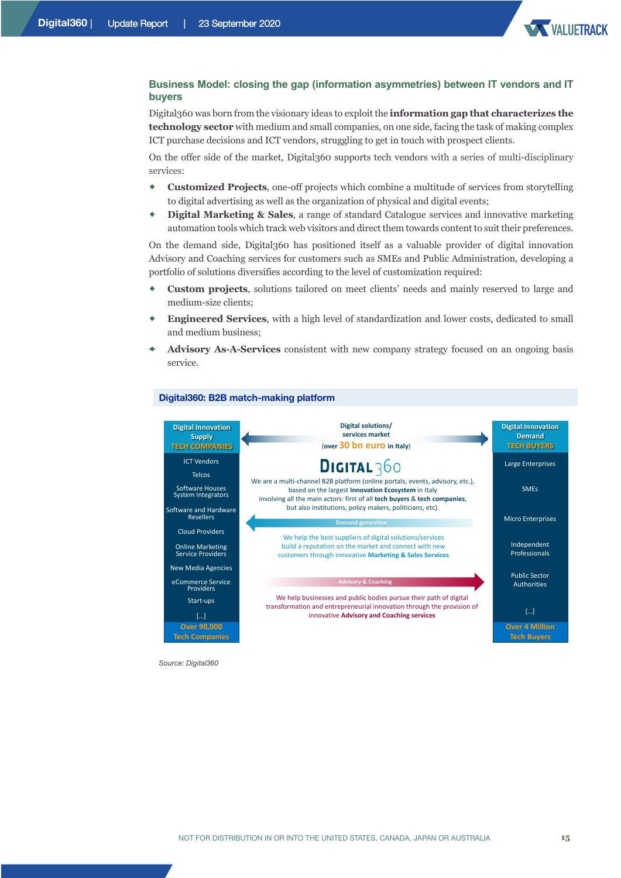## Business Model: closing the gap (information asymmetries) between IT vendors and IT buyers

Digital360 was born from the visionary ideas to exploit the **information gap that characterizes the technology sector** with medium and small companies, on one side, facing the task of making complex ICT purchase decisions and ICT vendors, struggling to get in touch with prospect clients.

On the offer side of the market, Digital360 supports tech vendors with a series of multi-disciplinary services:

- **Customized Projects**, one-off projects which combine a multitude of services from storytelling to digital advertising as well as the organization of physical and digital events;
- **Digital Marketing & Sales**, a range of standard Catalogue services and innovative marketing automation tools which track web visitors and direct them towards content to suit their preferences.

On the demand side, Digital360 has positioned itself as a valuable provider of digital innovation Advisory and Coaching services for customers such as SMEs and Public Administration, developing a portfolio of solutions diversifies according to the level of customization required:

- **Custom projects**, solutions tailored on meet clients' needs and mainly reserved to large and medium-size clients;
- **Engineered Services**, with a high level of standardization and lower costs, dedicated to small and medium business;
- **Advisory As-A-Services** consistent with new company strategy focused on an ongoing basis service.

### Digital360: B2B match-making platform

**Digital Innovation Supply – TECH COMPANIES**

- ICT Vendors
- Telcos
- Software Houses System Integrators
- Software and Hardware Resellers
- Cloud Providers
- Online Marketing Service Providers
- New Media Agencies
- eCommerce Service Providers
- Start-ups
- [...]

Over 90,000 Tech Companies

**Digital solutions/services market (over 30 bn euro in Italy)**

DIGITAL360

We are a multi-channel B2B platform (online portals, events, advisory, etc.), based on the largest **Innovation Ecosystem** in Italy involving all the main actors: first of all **tech buyers** & **tech companies**, but also institutions, policy makers, politicians, etc).

Demand generation

We help the best suppliers of digital solutions/services build a reputation on the market and connect with new customers through innovative **Marketing & Sales Services**

Advisory & Coaching

We help businesses and public bodies pursue their path of digital transformation and entrepreneurial innovation through the provision of innovative **Advisory and Coaching services**

**Digital Innovation Demand – TECH BUYERS**

- Large Enterprises
- SMEs
- Micro Enterprises
- Independent Professionals
- Public Sector Authorities
- [...]

Over 4 Million Tech Buyers

*Source: Digital360*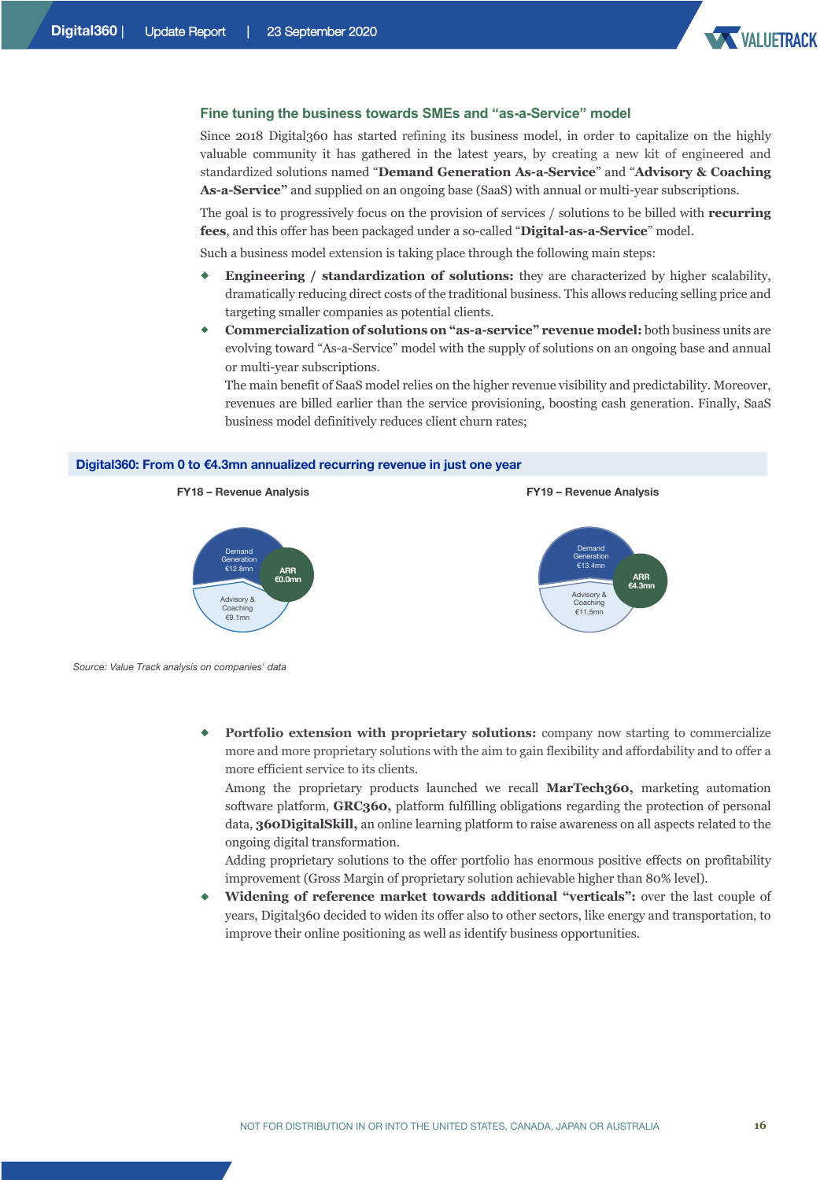### Fine tuning the business towards SMEs and "as-a-Service" model

Since 2018 Digital360 has started refining its business model, in order to capitalize on the highly valuable community it has gathered in the latest years, by creating a new kit of engineered and standardized solutions named "**Demand Generation As-a-Service**" and "**Advisory & Coaching As-a-Service"** and supplied on an ongoing base (SaaS) with annual or multi-year subscriptions.

The goal is to progressively focus on the provision of services / solutions to be billed with **recurring fees**, and this offer has been packaged under a so-called "**Digital-as-a-Service**" model.

Such a business model extension is taking place through the following main steps:

- **Engineering / standardization of solutions:** they are characterized by higher scalability, dramatically reducing direct costs of the traditional business. This allows reducing selling price and targeting smaller companies as potential clients.
- **Commercialization of solutions on "as-a-service" revenue model:** both business units are evolving toward "As-a-Service" model with the supply of solutions on an ongoing base and annual or multi-year subscriptions.
  The main benefit of SaaS model relies on the higher revenue visibility and predictability. Moreover, revenues are billed earlier than the service provisioning, boosting cash generation. Finally, SaaS business model definitively reduces client churn rates;

**Digital360: From 0 to €4.3mn annualized recurring revenue in just one year**

**FY18 – Revenue Analysis**

Demand Generation €12.8mn
Advisory & Coaching €9.1mn
ARR €0.0mn

**FY19 – Revenue Analysis**

Demand Generation €13.4mn
Advisory & Coaching €11.5mn
ARR €4.3mn

*Source: Value Track analysis on companies' data*

- **Portfolio extension with proprietary solutions:** company now starting to commercialize more and more proprietary solutions with the aim to gain flexibility and affordability and to offer a more efficient service to its clients.
  Among the proprietary products launched we recall **MarTech360,** marketing automation software platform, **GRC360,** platform fulfilling obligations regarding the protection of personal data, **360DigitalSkill,** an online learning platform to raise awareness on all aspects related to the ongoing digital transformation.
  Adding proprietary solutions to the offer portfolio has enormous positive effects on profitability improvement (Gross Margin of proprietary solution achievable higher than 80% level).
- **Widening of reference market towards additional "verticals":** over the last couple of years, Digital360 decided to widen its offer also to other sectors, like energy and transportation, to improve their online positioning as well as identify business opportunities.

NOT FOR DISTRIBUTION IN OR INTO THE UNITED STATES, CANADA, JAPAN OR AUSTRALIA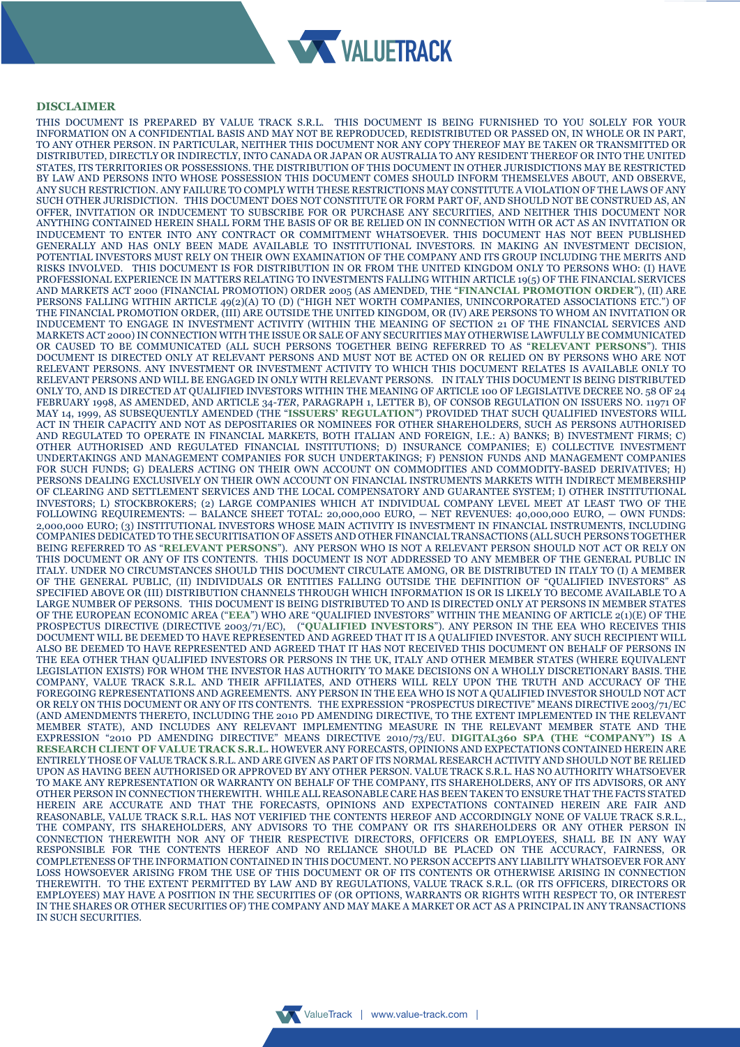## DISCLAIMER

THIS DOCUMENT IS PREPARED BY VALUE TRACK S.R.L. THIS DOCUMENT IS BEING FURNISHED TO YOU SOLELY FOR YOUR INFORMATION ON A CONFIDENTIAL BASIS AND MAY NOT BE REPRODUCED, REDISTRIBUTED OR PASSED ON, IN WHOLE OR IN PART, TO ANY OTHER PERSON. IN PARTICULAR, NEITHER THIS DOCUMENT NOR ANY COPY THEREOF MAY BE TAKEN OR TRANSMITTED OR DISTRIBUTED, DIRECTLY OR INDIRECTLY, INTO CANADA OR JAPAN OR AUSTRALIA TO ANY RESIDENT THEREOF OR INTO THE UNITED STATES, ITS TERRITORIES OR POSSESSIONS. THE DISTRIBUTION OF THIS DOCUMENT IN OTHER JURISDICTIONS MAY BE RESTRICTED BY LAW AND PERSONS INTO WHOSE POSSESSION THIS DOCUMENT COMES SHOULD INFORM THEMSELVES ABOUT, AND OBSERVE, ANY SUCH RESTRICTION. ANY FAILURE TO COMPLY WITH THESE RESTRICTIONS MAY CONSTITUTE A VIOLATION OF THE LAWS OF ANY SUCH OTHER JURISDICTION. THIS DOCUMENT DOES NOT CONSTITUTE OR FORM PART OF, AND SHOULD NOT BE CONSTRUED AS, AN OFFER, INVITATION OR INDUCEMENT TO SUBSCRIBE FOR OR PURCHASE ANY SECURITIES, AND NEITHER THIS DOCUMENT NOR ANYTHING CONTAINED HEREIN SHALL FORM THE BASIS OF OR BE RELIED ON IN CONNECTION WITH OR ACT AS AN INVITATION OR INDUCEMENT TO ENTER INTO ANY CONTRACT OR COMMITMENT WHATSOEVER. THIS DOCUMENT HAS NOT BEEN PUBLISHED GENERALLY AND HAS ONLY BEEN MADE AVAILABLE TO INSTITUTIONAL INVESTORS. IN MAKING AN INVESTMENT DECISION, POTENTIAL INVESTORS MUST RELY ON THEIR OWN EXAMINATION OF THE COMPANY AND ITS GROUP INCLUDING THE MERITS AND RISKS INVOLVED. THIS DOCUMENT IS FOR DISTRIBUTION IN OR FROM THE UNITED KINGDOM ONLY TO PERSONS WHO: (I) HAVE PROFESSIONAL EXPERIENCE IN MATTERS RELATING TO INVESTMENTS FALLING WITHIN ARTICLE 19(5) OF THE FINANCIAL SERVICES AND MARKETS ACT 2000 (FINANCIAL PROMOTION) ORDER 2005 (AS AMENDED, THE "**FINANCIAL PROMOTION ORDER**"), (II) ARE PERSONS FALLING WITHIN ARTICLE 49(2)(A) TO (D) ("HIGH NET WORTH COMPANIES, UNINCORPORATED ASSOCIATIONS ETC.") OF THE FINANCIAL PROMOTION ORDER, (III) ARE OUTSIDE THE UNITED KINGDOM, OR (IV) ARE PERSONS TO WHOM AN INVITATION OR INDUCEMENT TO ENGAGE IN INVESTMENT ACTIVITY (WITHIN THE MEANING OF SECTION 21 OF THE FINANCIAL SERVICES AND MARKETS ACT 2000) IN CONNECTION WITH THE ISSUE OR SALE OF ANY SECURITIES MAY OTHERWISE LAWFULLY BE COMMUNICATED OR CAUSED TO BE COMMUNICATED (ALL SUCH PERSONS TOGETHER BEING REFERRED TO AS "**RELEVANT PERSONS**"). THIS DOCUMENT IS DIRECTED ONLY AT RELEVANT PERSONS AND MUST NOT BE ACTED ON OR RELIED ON BY PERSONS WHO ARE NOT RELEVANT PERSONS. ANY INVESTMENT OR INVESTMENT ACTIVITY TO WHICH THIS DOCUMENT RELATES IS AVAILABLE ONLY TO RELEVANT PERSONS AND WILL BE ENGAGED IN ONLY WITH RELEVANT PERSONS. IN ITALY THIS DOCUMENT IS BEING DISTRIBUTED ONLY TO, AND IS DIRECTED AT QUALIFIED INVESTORS WITHIN THE MEANING OF ARTICLE 100 OF LEGISLATIVE DECREE NO. 58 OF 24 FEBRUARY 1998, AS AMENDED, AND ARTICLE 34-*TER*, PARAGRAPH 1, LETTER B), OF CONSOB REGULATION ON ISSUERS NO. 11971 OF MAY 14, 1999, AS SUBSEQUENTLY AMENDED (THE "**ISSUERS' REGULATION**") PROVIDED THAT SUCH QUALIFIED INVESTORS WILL ACT IN THEIR CAPACITY AND NOT AS DEPOSITARIES OR NOMINEES FOR OTHER SHAREHOLDERS, SUCH AS PERSONS AUTHORISED AND REGULATED TO OPERATE IN FINANCIAL MARKETS, BOTH ITALIAN AND FOREIGN, I.E.: A) BANKS; B) INVESTMENT FIRMS; C) OTHER AUTHORISED AND REGULATED FINANCIAL INSTITUTIONS; D) INSURANCE COMPANIES; E) COLLECTIVE INVESTMENT UNDERTAKINGS AND MANAGEMENT COMPANIES FOR SUCH UNDERTAKINGS; F) PENSION FUNDS AND MANAGEMENT COMPANIES FOR SUCH FUNDS; G) DEALERS ACTING ON THEIR OWN ACCOUNT ON COMMODITIES AND COMMODITY-BASED DERIVATIVES; H) PERSONS DEALING EXCLUSIVELY ON THEIR OWN ACCOUNT ON FINANCIAL INSTRUMENTS MARKETS WITH INDIRECT MEMBERSHIP OF CLEARING AND SETTLEMENT SERVICES AND THE LOCAL COMPENSATORY AND GUARANTEE SYSTEM; I) OTHER INSTITUTIONAL INVESTORS; L) STOCKBROKERS; (2) LARGE COMPANIES WHICH AT INDIVIDUAL COMPANY LEVEL MEET AT LEAST TWO OF THE FOLLOWING REQUIREMENTS: — BALANCE SHEET TOTAL: 20,000,000 EURO, — NET REVENUES: 40,000,000 EURO, — OWN FUNDS: 2,000,000 EURO; (3) INSTITUTIONAL INVESTORS WHOSE MAIN ACTIVITY IS INVESTMENT IN FINANCIAL INSTRUMENTS, INCLUDING COMPANIES DEDICATED TO THE SECURITISATION OF ASSETS AND OTHER FINANCIAL TRANSACTIONS (ALL SUCH PERSONS TOGETHER BEING REFERRED TO AS "**RELEVANT PERSONS**"). ANY PERSON WHO IS NOT A RELEVANT PERSON SHOULD NOT ACT OR RELY ON THIS DOCUMENT OR ANY OF ITS CONTENTS. THIS DOCUMENT IS NOT ADDRESSED TO ANY MEMBER OF THE GENERAL PUBLIC IN ITALY. UNDER NO CIRCUMSTANCES SHOULD THIS DOCUMENT CIRCULATE AMONG, OR BE DISTRIBUTED IN ITALY TO (I) A MEMBER OF THE GENERAL PUBLIC, (II) INDIVIDUALS OR ENTITIES FALLING OUTSIDE THE DEFINITION OF "QUALIFIED INVESTORS" AS SPECIFIED ABOVE OR (III) DISTRIBUTION CHANNELS THROUGH WHICH INFORMATION IS OR IS LIKELY TO BECOME AVAILABLE TO A LARGE NUMBER OF PERSONS. THIS DOCUMENT IS BEING DISTRIBUTED TO AND IS DIRECTED ONLY AT PERSONS IN MEMBER STATES OF THE EUROPEAN ECONOMIC AREA ("**EEA**") WHO ARE "QUALIFIED INVESTORS" WITHIN THE MEANING OF ARTICLE 2(1)(E) OF THE PROSPECTUS DIRECTIVE (DIRECTIVE 2003/71/EC), ("**QUALIFIED INVESTORS**"). ANY PERSON IN THE EEA WHO RECEIVES THIS DOCUMENT WILL BE DEEMED TO HAVE REPRESENTED AND AGREED THAT IT IS A QUALIFIED INVESTOR. ANY SUCH RECIPIENT WILL ALSO BE DEEMED TO HAVE REPRESENTED AND AGREED THAT IT HAS NOT RECEIVED THIS DOCUMENT ON BEHALF OF PERSONS IN THE EEA OTHER THAN QUALIFIED INVESTORS OR PERSONS IN THE UK, ITALY AND OTHER MEMBER STATES (WHERE EQUIVALENT LEGISLATION EXISTS) FOR WHOM THE INVESTOR HAS AUTHORITY TO MAKE DECISIONS ON A WHOLLY DISCRETIONARY BASIS. THE COMPANY, VALUE TRACK S.R.L. AND THEIR AFFILIATES, AND OTHERS WILL RELY UPON THE TRUTH AND ACCURACY OF THE FOREGOING REPRESENTATIONS AND AGREEMENTS. ANY PERSON IN THE EEA WHO IS NOT A QUALIFIED INVESTOR SHOULD NOT ACT OR RELY ON THIS DOCUMENT OR ANY OF ITS CONTENTS. THE EXPRESSION "PROSPECTUS DIRECTIVE" MEANS DIRECTIVE 2003/71/EC (AND AMENDMENTS THERETO, INCLUDING THE 2010 PD AMENDING DIRECTIVE, TO THE EXTENT IMPLEMENTED IN THE RELEVANT MEMBER STATE), AND INCLUDES ANY RELEVANT IMPLEMENTING MEASURE IN THE RELEVANT MEMBER STATE AND THE EXPRESSION "2010 PD AMENDING DIRECTIVE" MEANS DIRECTIVE 2010/73/EU. **DIGITAL360 SPA (THE "COMPANY") IS A RESEARCH CLIENT OF VALUE TRACK S.R.L.** HOWEVER ANY FORECASTS, OPINIONS AND EXPECTATIONS CONTAINED HEREIN ARE ENTIRELY THOSE OF VALUE TRACK S.R.L. AND ARE GIVEN AS PART OF ITS NORMAL RESEARCH ACTIVITY AND SHOULD NOT BE RELIED UPON AS HAVING BEEN AUTHORISED OR APPROVED BY ANY OTHER PERSON. VALUE TRACK S.R.L. HAS NO AUTHORITY WHATSOEVER TO MAKE ANY REPRESENTATION OR WARRANTY ON BEHALF OF THE COMPANY, ITS SHAREHOLDERS, ANY OF ITS ADVISORS, OR ANY OTHER PERSON IN CONNECTION THEREWITH. WHILE ALL REASONABLE CARE HAS BEEN TAKEN TO ENSURE THAT THE FACTS STATED HEREIN ARE ACCURATE AND THAT THE FORECASTS, OPINIONS AND EXPECTATIONS CONTAINED HEREIN ARE FAIR AND REASONABLE, VALUE TRACK S.R.L. HAS NOT VERIFIED THE CONTENTS HEREOF AND ACCORDINGLY NONE OF VALUE TRACK S.R.L., THE COMPANY, ITS SHAREHOLDERS, ANY ADVISORS TO THE COMPANY OR ITS SHAREHOLDERS OR ANY OTHER PERSON IN CONNECTION THEREWITH NOR ANY OF THEIR RESPECTIVE DIRECTORS, OFFICERS OR EMPLOYEES, SHALL BE IN ANY WAY RESPONSIBLE FOR THE CONTENTS HEREOF AND NO RELIANCE SHOULD BE PLACED ON THE ACCURACY, FAIRNESS, OR COMPLETENESS OF THE INFORMATION CONTAINED IN THIS DOCUMENT. NO PERSON ACCEPTS ANY LIABILITY WHATSOEVER FOR ANY LOSS HOWSOEVER ARISING FROM THE USE OF THIS DOCUMENT OR OF ITS CONTENTS OR OTHERWISE ARISING IN CONNECTION THEREWITH. TO THE EXTENT PERMITTED BY LAW AND BY REGULATIONS, VALUE TRACK S.R.L. (OR ITS OFFICERS, DIRECTORS OR EMPLOYEES) MAY HAVE A POSITION IN THE SECURITIES OF (OR OPTIONS, WARRANTS OR RIGHTS WITH RESPECT TO, OR INTEREST IN THE SHARES OR OTHER SECURITIES OF) THE COMPANY AND MAY MAKE A MARKET OR ACT AS A PRINCIPAL IN ANY TRANSACTIONS IN SUCH SECURITIES.